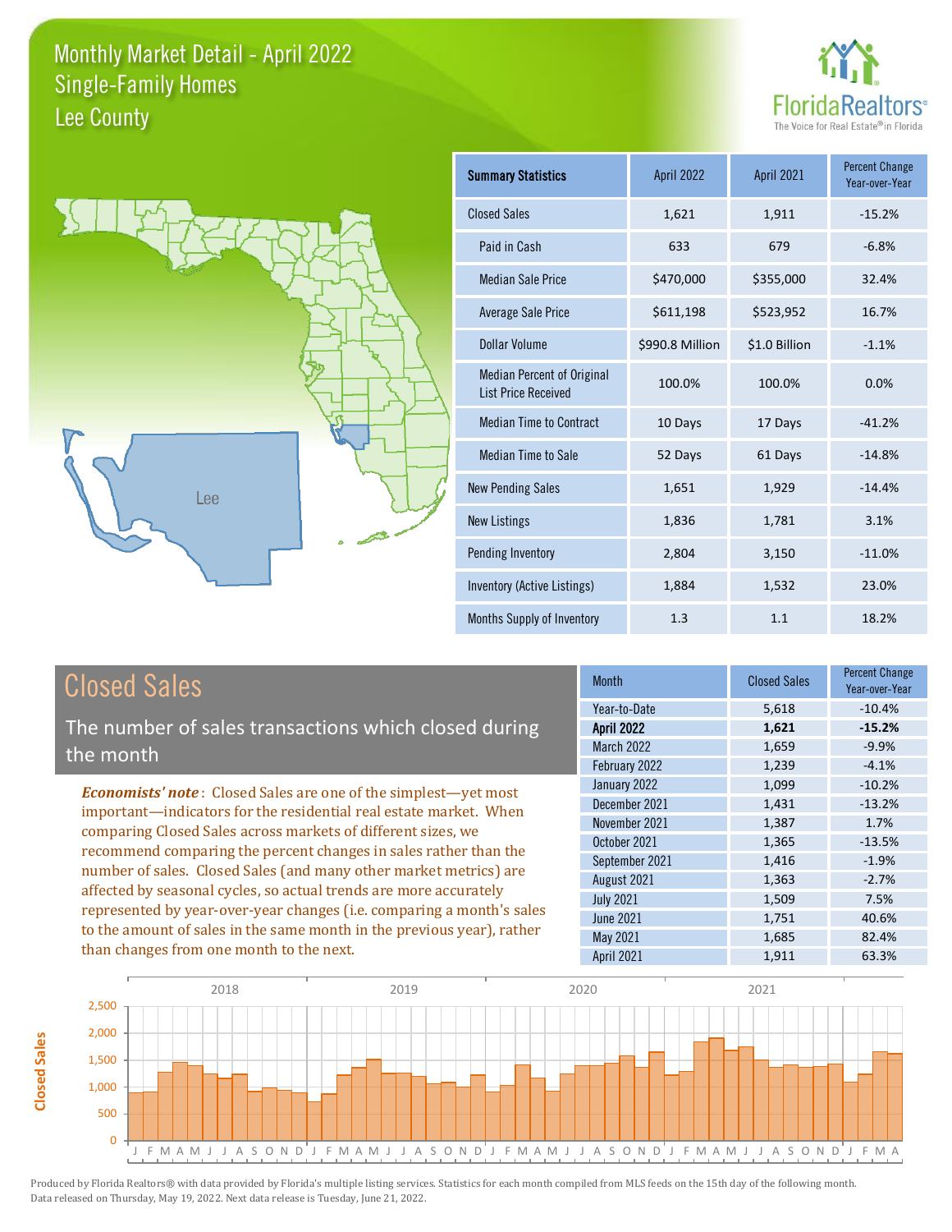# Monthly Market Detail - April 2022
## Single-Family Homes
## Lee County

| Summary Statistics | April 2022 | April 2021 | Percent Change Year-over-Year |
|---|---|---|---|
| Closed Sales | 1,621 | 1,911 | -15.2% |
| Paid in Cash | 633 | 679 | -6.8% |
| Median Sale Price | $470,000 | $355,000 | 32.4% |
| Average Sale Price | $611,198 | $523,952 | 16.7% |
| Dollar Volume | $990.8 Million | $1.0 Billion | -1.1% |
| Median Percent of Original List Price Received | 100.0% | 100.0% | 0.0% |
| Median Time to Contract | 10 Days | 17 Days | -41.2% |
| Median Time to Sale | 52 Days | 61 Days | -14.8% |
| New Pending Sales | 1,651 | 1,929 | -14.4% |
| New Listings | 1,836 | 1,781 | 3.1% |
| Pending Inventory | 2,804 | 3,150 | -11.0% |
| Inventory (Active Listings) | 1,884 | 1,532 | 23.0% |
| Months Supply of Inventory | 1.3 | 1.1 | 18.2% |

## Closed Sales

The number of sales transactions which closed during the month

***Economists' note***: Closed Sales are one of the simplest—yet most important—indicators for the residential real estate market. When comparing Closed Sales across markets of different sizes, we recommend comparing the percent changes in sales rather than the number of sales. Closed Sales (and many other market metrics) are affected by seasonal cycles, so actual trends are more accurately represented by year-over-year changes (i.e. comparing a month's sales to the amount of sales in the same month in the previous year), rather than changes from one month to the next.

| Month | Closed Sales | Percent Change Year-over-Year |
|---|---|---|
| Year-to-Date | 5,618 | -10.4% |
| **April 2022** | **1,621** | **-15.2%** |
| March 2022 | 1,659 | -9.9% |
| February 2022 | 1,239 | -4.1% |
| January 2022 | 1,099 | -10.2% |
| December 2021 | 1,431 | -13.2% |
| November 2021 | 1,387 | 1.7% |
| October 2021 | 1,365 | -13.5% |
| September 2021 | 1,416 | -1.9% |
| August 2021 | 1,363 | -2.7% |
| July 2021 | 1,509 | 7.5% |
| June 2021 | 1,751 | 40.6% |
| May 2021 | 1,685 | 82.4% |
| April 2021 | 1,911 | 63.3% |

Produced by Florida Realtors® with data provided by Florida's multiple listing services. Statistics for each month compiled from MLS feeds on the 15th day of the following month. Data released on Thursday, May 19, 2022. Next data release is Tuesday, June 21, 2022.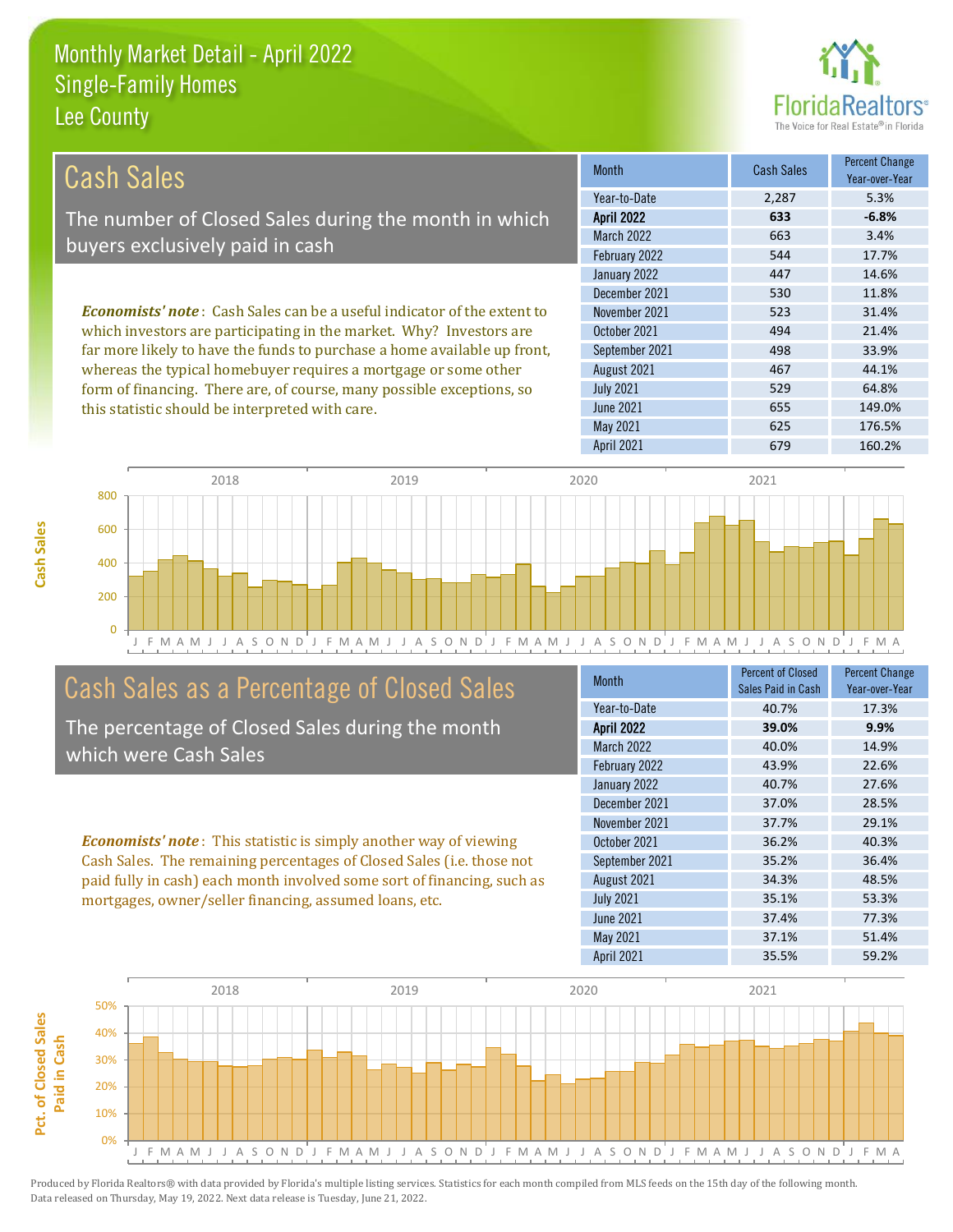# Monthly Market Detail - April 2022
## Single-Family Homes
## Lee County

## Cash Sales

The number of Closed Sales during the month in which buyers exclusively paid in cash

*Economists' note*: Cash Sales can be a useful indicator of the extent to which investors are participating in the market. Why? Investors are far more likely to have the funds to purchase a home available up front, whereas the typical homebuyer requires a mortgage or some other form of financing. There are, of course, many possible exceptions, so this statistic should be interpreted with care.

| Month | Cash Sales | Percent Change Year-over-Year |
|---|---|---|
| Year-to-Date | 2,287 | 5.3% |
| **April 2022** | **633** | **-6.8%** |
| March 2022 | 663 | 3.4% |
| February 2022 | 544 | 17.7% |
| January 2022 | 447 | 14.6% |
| December 2021 | 530 | 11.8% |
| November 2021 | 523 | 31.4% |
| October 2021 | 494 | 21.4% |
| September 2021 | 498 | 33.9% |
| August 2021 | 467 | 44.1% |
| July 2021 | 529 | 64.8% |
| June 2021 | 655 | 149.0% |
| May 2021 | 625 | 176.5% |
| April 2021 | 679 | 160.2% |

## Cash Sales as a Percentage of Closed Sales

The percentage of Closed Sales during the month which were Cash Sales

*Economists' note*: This statistic is simply another way of viewing Cash Sales. The remaining percentages of Closed Sales (i.e. those not paid fully in cash) each month involved some sort of financing, such as mortgages, owner/seller financing, assumed loans, etc.

| Month | Percent of Closed Sales Paid in Cash | Percent Change Year-over-Year |
|---|---|---|
| Year-to-Date | 40.7% | 17.3% |
| **April 2022** | **39.0%** | **9.9%** |
| March 2022 | 40.0% | 14.9% |
| February 2022 | 43.9% | 22.6% |
| January 2022 | 40.7% | 27.6% |
| December 2021 | 37.0% | 28.5% |
| November 2021 | 37.7% | 29.1% |
| October 2021 | 36.2% | 40.3% |
| September 2021 | 35.2% | 36.4% |
| August 2021 | 34.3% | 48.5% |
| July 2021 | 35.1% | 53.3% |
| June 2021 | 37.4% | 77.3% |
| May 2021 | 37.1% | 51.4% |
| April 2021 | 35.5% | 59.2% |

Produced by Florida Realtors® with data provided by Florida's multiple listing services. Statistics for each month compiled from MLS feeds on the 15th day of the following month. Data released on Thursday, May 19, 2022. Next data release is Tuesday, June 21, 2022.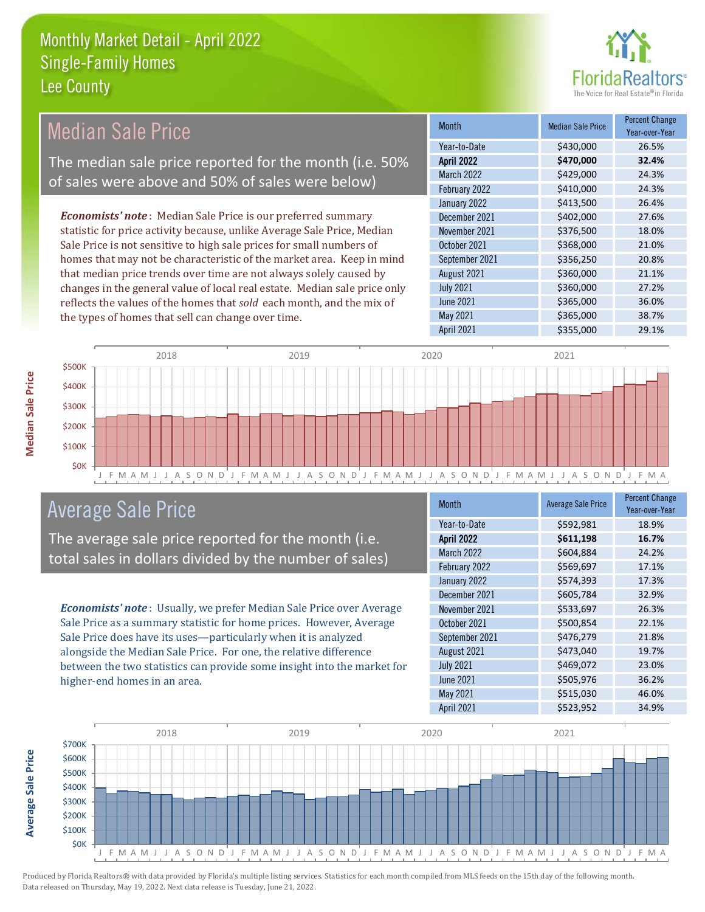# Monthly Market Detail - April 2022
## Single-Family Homes
## Lee County

## Median Sale Price

The median sale price reported for the month (i.e. 50% of sales were above and 50% of sales were below)

***Economists' note***: Median Sale Price is our preferred summary statistic for price activity because, unlike Average Sale Price, Median Sale Price is not sensitive to high sale prices for small numbers of homes that may not be characteristic of the market area. Keep in mind that median price trends over time are not always solely caused by changes in the general value of local real estate. Median sale price only reflects the values of the homes that *sold* each month, and the mix of the types of homes that sell can change over time.

| Month | Median Sale Price | Percent Change Year-over-Year |
|---|---|---|
| Year-to-Date | $430,000 | 26.5% |
| **April 2022** | **$470,000** | **32.4%** |
| March 2022 | $429,000 | 24.3% |
| February 2022 | $410,000 | 24.3% |
| January 2022 | $413,500 | 26.4% |
| December 2021 | $402,000 | 27.6% |
| November 2021 | $376,500 | 18.0% |
| October 2021 | $368,000 | 21.0% |
| September 2021 | $356,250 | 20.8% |
| August 2021 | $360,000 | 21.1% |
| July 2021 | $360,000 | 27.2% |
| June 2021 | $365,000 | 36.0% |
| May 2021 | $365,000 | 38.7% |
| April 2021 | $355,000 | 29.1% |

## Average Sale Price

The average sale price reported for the month (i.e. total sales in dollars divided by the number of sales)

***Economists' note***: Usually, we prefer Median Sale Price over Average Sale Price as a summary statistic for home prices. However, Average Sale Price does have its uses—particularly when it is analyzed alongside the Median Sale Price. For one, the relative difference between the two statistics can provide some insight into the market for higher-end homes in an area.

| Month | Average Sale Price | Percent Change Year-over-Year |
|---|---|---|
| Year-to-Date | $592,981 | 18.9% |
| **April 2022** | **$611,198** | **16.7%** |
| March 2022 | $604,884 | 24.2% |
| February 2022 | $569,697 | 17.1% |
| January 2022 | $574,393 | 17.3% |
| December 2021 | $605,784 | 32.9% |
| November 2021 | $533,697 | 26.3% |
| October 2021 | $500,854 | 22.1% |
| September 2021 | $476,279 | 21.8% |
| August 2021 | $473,040 | 19.7% |
| July 2021 | $469,072 | 23.0% |
| June 2021 | $505,976 | 36.2% |
| May 2021 | $515,030 | 46.0% |
| April 2021 | $523,952 | 34.9% |

Produced by Florida Realtors® with data provided by Florida's multiple listing services. Statistics for each month compiled from MLS feeds on the 15th day of the following month. Data released on Thursday, May 19, 2022. Next data release is Tuesday, June 21, 2022.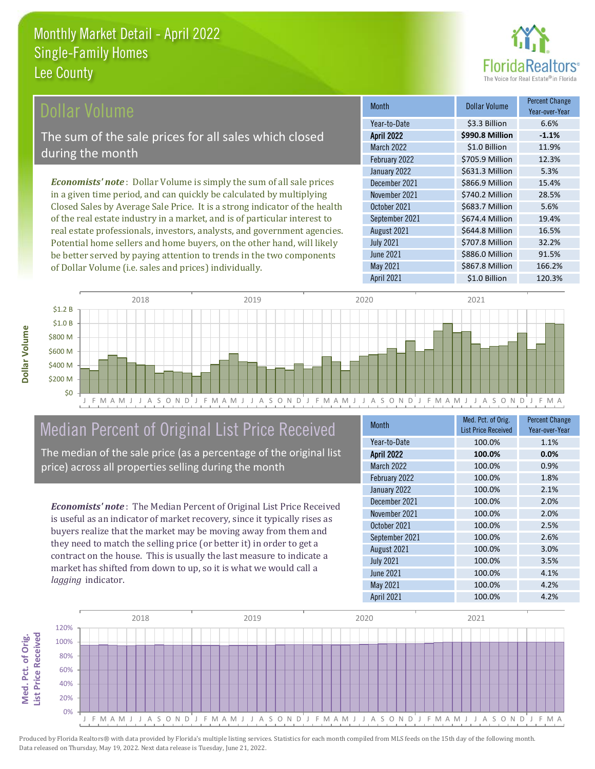# Monthly Market Detail - April 2022
## Single-Family Homes
## Lee County

## Dollar Volume

The sum of the sale prices for all sales which closed during the month

*Economists' note*: Dollar Volume is simply the sum of all sale prices in a given time period, and can quickly be calculated by multiplying Closed Sales by Average Sale Price. It is a strong indicator of the health of the real estate industry in a market, and is of particular interest to real estate professionals, investors, analysts, and government agencies. Potential home sellers and home buyers, on the other hand, will likely be better served by paying attention to trends in the two components of Dollar Volume (i.e. sales and prices) individually.

| Month | Dollar Volume | Percent Change Year-over-Year |
|---|---|---|
| Year-to-Date | $3.3 Billion | 6.6% |
| **April 2022** | **$990.8 Million** | **-1.1%** |
| March 2022 | $1.0 Billion | 11.9% |
| February 2022 | $705.9 Million | 12.3% |
| January 2022 | $631.3 Million | 5.3% |
| December 2021 | $866.9 Million | 15.4% |
| November 2021 | $740.2 Million | 28.5% |
| October 2021 | $683.7 Million | 5.6% |
| September 2021 | $674.4 Million | 19.4% |
| August 2021 | $644.8 Million | 16.5% |
| July 2021 | $707.8 Million | 32.2% |
| June 2021 | $886.0 Million | 91.5% |
| May 2021 | $867.8 Million | 166.2% |
| April 2021 | $1.0 Billion | 120.3% |

## Median Percent of Original List Price Received

The median of the sale price (as a percentage of the original list price) across all properties selling during the month

*Economists' note*: The Median Percent of Original List Price Received is useful as an indicator of market recovery, since it typically rises as buyers realize that the market may be moving away from them and they need to match the selling price (or better it) in order to get a contract on the house. This is usually the last measure to indicate a market has shifted from down to up, so it is what we would call a *lagging* indicator.

| Month | Med. Pct. of Orig. List Price Received | Percent Change Year-over-Year |
|---|---|---|
| Year-to-Date | 100.0% | 1.1% |
| **April 2022** | **100.0%** | **0.0%** |
| March 2022 | 100.0% | 0.9% |
| February 2022 | 100.0% | 1.8% |
| January 2022 | 100.0% | 2.1% |
| December 2021 | 100.0% | 2.0% |
| November 2021 | 100.0% | 2.0% |
| October 2021 | 100.0% | 2.5% |
| September 2021 | 100.0% | 2.6% |
| August 2021 | 100.0% | 3.0% |
| July 2021 | 100.0% | 3.5% |
| June 2021 | 100.0% | 4.1% |
| May 2021 | 100.0% | 4.2% |
| April 2021 | 100.0% | 4.2% |

Produced by Florida Realtors® with data provided by Florida's multiple listing services. Statistics for each month compiled from MLS feeds on the 15th day of the following month. Data released on Thursday, May 19, 2022. Next data release is Tuesday, June 21, 2022.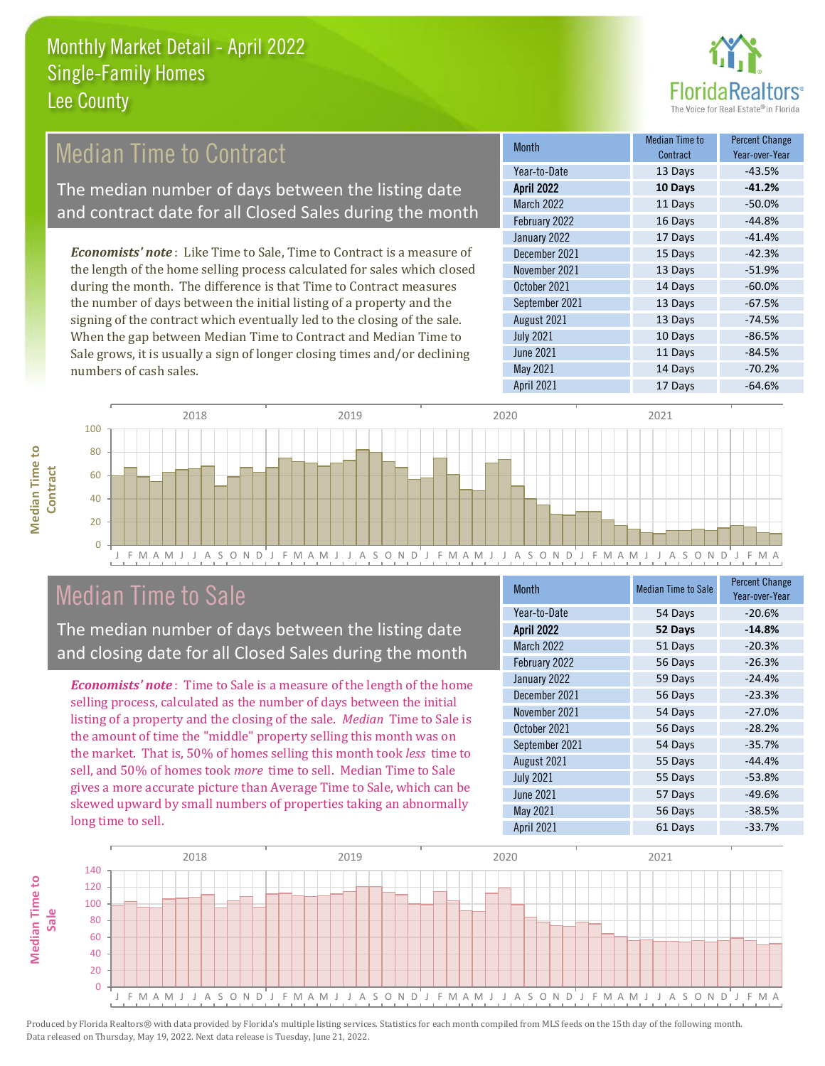# Monthly Market Detail - April 2022
## Single-Family Homes
## Lee County

## Median Time to Contract

The median number of days between the listing date and contract date for all Closed Sales during the month

*Economists' note*: Like Time to Sale, Time to Contract is a measure of the length of the home selling process calculated for sales which closed during the month. The difference is that Time to Contract measures the number of days between the initial listing of a property and the signing of the contract which eventually led to the closing of the sale. When the gap between Median Time to Contract and Median Time to Sale grows, it is usually a sign of longer closing times and/or declining numbers of cash sales.

| Month | Median Time to Contract | Percent Change Year-over-Year |
|---|---|---|
| Year-to-Date | 13 Days | -43.5% |
| **April 2022** | **10 Days** | **-41.2%** |
| March 2022 | 11 Days | -50.0% |
| February 2022 | 16 Days | -44.8% |
| January 2022 | 17 Days | -41.4% |
| December 2021 | 15 Days | -42.3% |
| November 2021 | 13 Days | -51.9% |
| October 2021 | 14 Days | -60.0% |
| September 2021 | 13 Days | -67.5% |
| August 2021 | 13 Days | -74.5% |
| July 2021 | 10 Days | -86.5% |
| June 2021 | 11 Days | -84.5% |
| May 2021 | 14 Days | -70.2% |
| April 2021 | 17 Days | -64.6% |

## Median Time to Sale

The median number of days between the listing date and closing date for all Closed Sales during the month

*Economists' note*: Time to Sale is a measure of the length of the home selling process, calculated as the number of days between the initial listing of a property and the closing of the sale. *Median* Time to Sale is the amount of time the "middle" property selling this month was on the market. That is, 50% of homes selling this month took *less* time to sell, and 50% of homes took *more* time to sell. Median Time to Sale gives a more accurate picture than Average Time to Sale, which can be skewed upward by small numbers of properties taking an abnormally long time to sell.

| Month | Median Time to Sale | Percent Change Year-over-Year |
|---|---|---|
| Year-to-Date | 54 Days | -20.6% |
| **April 2022** | **52 Days** | **-14.8%** |
| March 2022 | 51 Days | -20.3% |
| February 2022 | 56 Days | -26.3% |
| January 2022 | 59 Days | -24.4% |
| December 2021 | 56 Days | -23.3% |
| November 2021 | 54 Days | -27.0% |
| October 2021 | 56 Days | -28.2% |
| September 2021 | 54 Days | -35.7% |
| August 2021 | 55 Days | -44.4% |
| July 2021 | 55 Days | -53.8% |
| June 2021 | 57 Days | -49.6% |
| May 2021 | 56 Days | -38.5% |
| April 2021 | 61 Days | -33.7% |

Produced by Florida Realtors® with data provided by Florida's multiple listing services. Statistics for each month compiled from MLS feeds on the 15th day of the following month. Data released on Thursday, May 19, 2022. Next data release is Tuesday, June 21, 2022.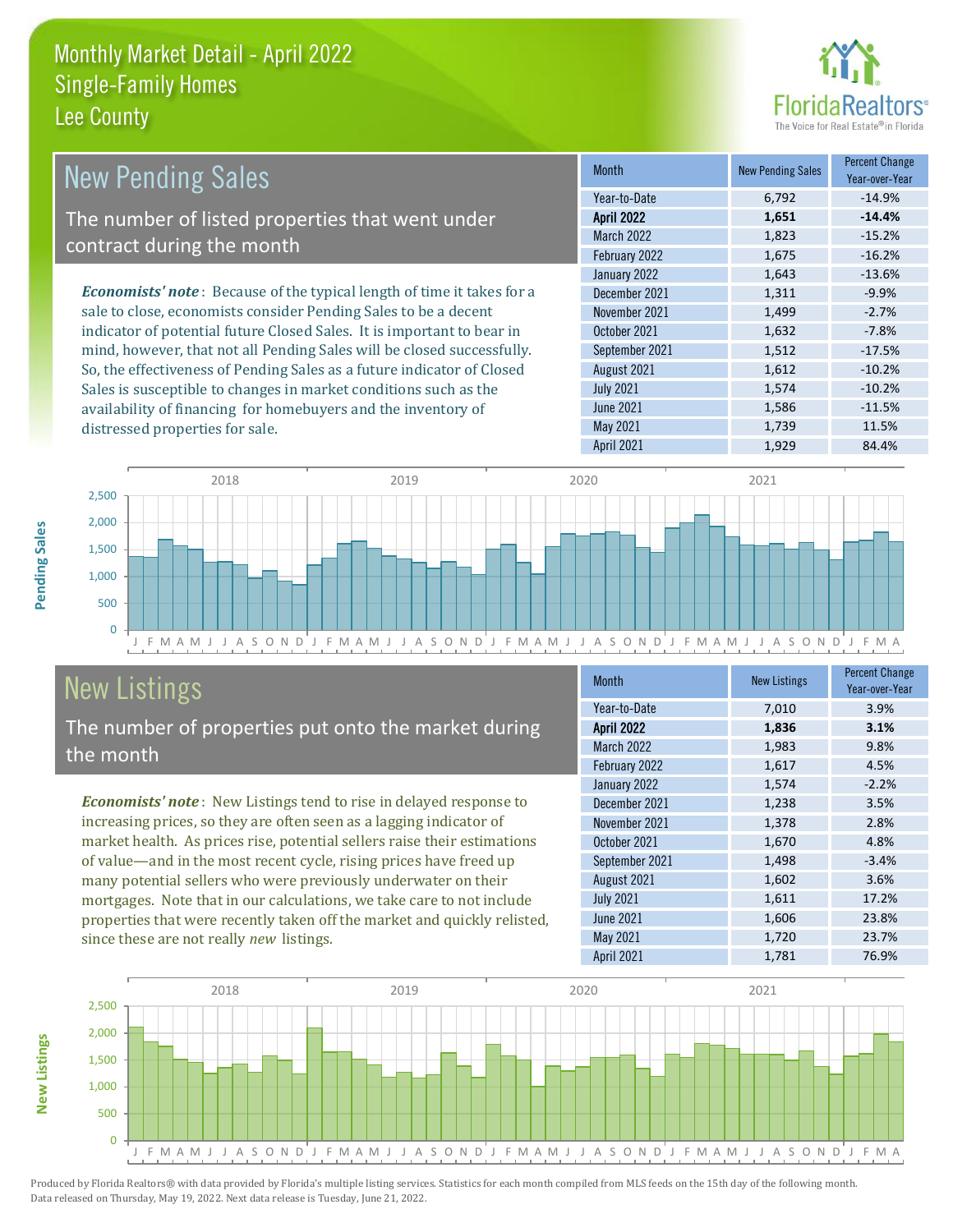# Monthly Market Detail - April 2022
## Single-Family Homes
## Lee County

## New Pending Sales

The number of listed properties that went under contract during the month

***Economists' note***: Because of the typical length of time it takes for a sale to close, economists consider Pending Sales to be a decent indicator of potential future Closed Sales. It is important to bear in mind, however, that not all Pending Sales will be closed successfully. So, the effectiveness of Pending Sales as a future indicator of Closed Sales is susceptible to changes in market conditions such as the availability of financing for homebuyers and the inventory of distressed properties for sale.

| Month | New Pending Sales | Percent Change Year-over-Year |
|---|---|---|
| Year-to-Date | 6,792 | -14.9% |
| **April 2022** | **1,651** | **-14.4%** |
| March 2022 | 1,823 | -15.2% |
| February 2022 | 1,675 | -16.2% |
| January 2022 | 1,643 | -13.6% |
| December 2021 | 1,311 | -9.9% |
| November 2021 | 1,499 | -2.7% |
| October 2021 | 1,632 | -7.8% |
| September 2021 | 1,512 | -17.5% |
| August 2021 | 1,612 | -10.2% |
| July 2021 | 1,574 | -10.2% |
| June 2021 | 1,586 | -11.5% |
| May 2021 | 1,739 | 11.5% |
| April 2021 | 1,929 | 84.4% |

## New Listings

The number of properties put onto the market during the month

***Economists' note***: New Listings tend to rise in delayed response to increasing prices, so they are often seen as a lagging indicator of market health. As prices rise, potential sellers raise their estimations of value—and in the most recent cycle, rising prices have freed up many potential sellers who were previously underwater on their mortgages. Note that in our calculations, we take care to not include properties that were recently taken off the market and quickly relisted, since these are not really *new* listings.

| Month | New Listings | Percent Change Year-over-Year |
|---|---|---|
| Year-to-Date | 7,010 | 3.9% |
| **April 2022** | **1,836** | **3.1%** |
| March 2022 | 1,983 | 9.8% |
| February 2022 | 1,617 | 4.5% |
| January 2022 | 1,574 | -2.2% |
| December 2021 | 1,238 | 3.5% |
| November 2021 | 1,378 | 2.8% |
| October 2021 | 1,670 | 4.8% |
| September 2021 | 1,498 | -3.4% |
| August 2021 | 1,602 | 3.6% |
| July 2021 | 1,611 | 17.2% |
| June 2021 | 1,606 | 23.8% |
| May 2021 | 1,720 | 23.7% |
| April 2021 | 1,781 | 76.9% |

Produced by Florida Realtors® with data provided by Florida's multiple listing services. Statistics for each month compiled from MLS feeds on the 15th day of the following month. Data released on Thursday, May 19, 2022. Next data release is Tuesday, June 21, 2022.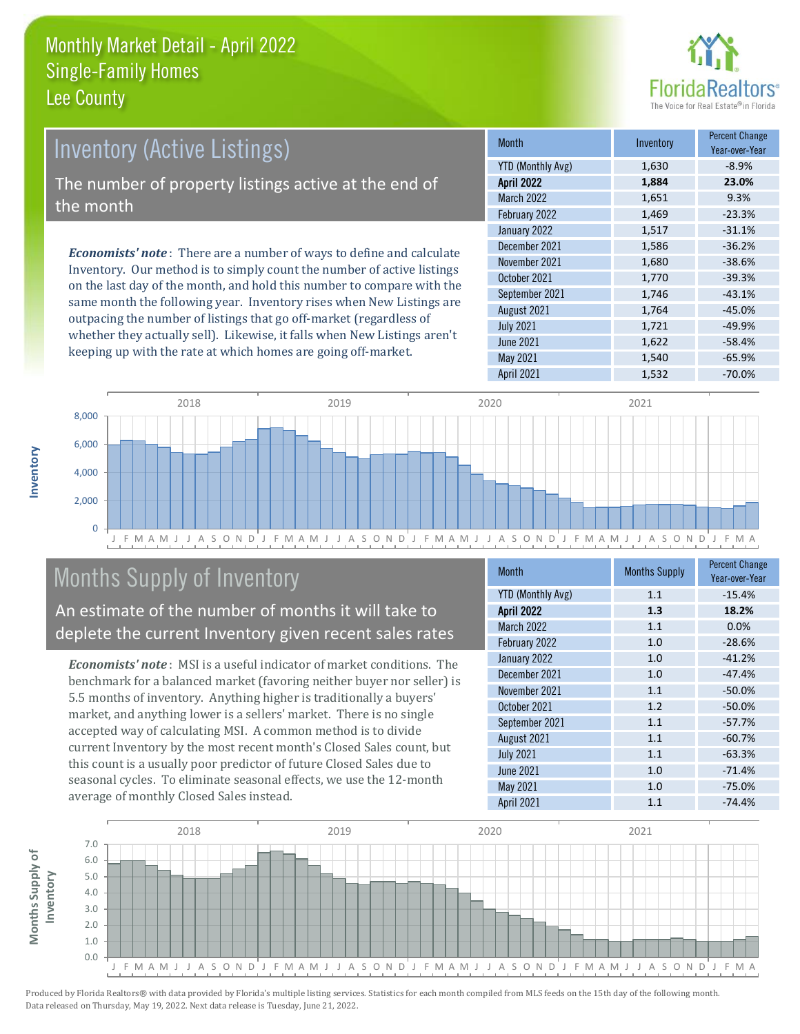# Monthly Market Detail - April 2022
## Single-Family Homes
## Lee County

## Inventory (Active Listings)

The number of property listings active at the end of the month

***Economists' note***: There are a number of ways to define and calculate Inventory. Our method is to simply count the number of active listings on the last day of the month, and hold this number to compare with the same month the following year. Inventory rises when New Listings are outpacing the number of listings that go off-market (regardless of whether they actually sell). Likewise, it falls when New Listings aren't keeping up with the rate at which homes are going off-market.

| Month | Inventory | Percent Change Year-over-Year |
|---|---|---|
| YTD (Monthly Avg) | 1,630 | -8.9% |
| **April 2022** | **1,884** | **23.0%** |
| March 2022 | 1,651 | 9.3% |
| February 2022 | 1,469 | -23.3% |
| January 2022 | 1,517 | -31.1% |
| December 2021 | 1,586 | -36.2% |
| November 2021 | 1,680 | -38.6% |
| October 2021 | 1,770 | -39.3% |
| September 2021 | 1,746 | -43.1% |
| August 2021 | 1,764 | -45.0% |
| July 2021 | 1,721 | -49.9% |
| June 2021 | 1,622 | -58.4% |
| May 2021 | 1,540 | -65.9% |
| April 2021 | 1,532 | -70.0% |

## Months Supply of Inventory

An estimate of the number of months it will take to deplete the current Inventory given recent sales rates

***Economists' note***: MSI is a useful indicator of market conditions. The benchmark for a balanced market (favoring neither buyer nor seller) is 5.5 months of inventory. Anything higher is traditionally a buyers' market, and anything lower is a sellers' market. There is no single accepted way of calculating MSI. A common method is to divide current Inventory by the most recent month's Closed Sales count, but this count is a usually poor predictor of future Closed Sales due to seasonal cycles. To eliminate seasonal effects, we use the 12-month average of monthly Closed Sales instead.

| Month | Months Supply | Percent Change Year-over-Year |
|---|---|---|
| YTD (Monthly Avg) | 1.1 | -15.4% |
| **April 2022** | **1.3** | **18.2%** |
| March 2022 | 1.1 | 0.0% |
| February 2022 | 1.0 | -28.6% |
| January 2022 | 1.0 | -41.2% |
| December 2021 | 1.0 | -47.4% |
| November 2021 | 1.1 | -50.0% |
| October 2021 | 1.2 | -50.0% |
| September 2021 | 1.1 | -57.7% |
| August 2021 | 1.1 | -60.7% |
| July 2021 | 1.1 | -63.3% |
| June 2021 | 1.0 | -71.4% |
| May 2021 | 1.0 | -75.0% |
| April 2021 | 1.1 | -74.4% |

Produced by Florida Realtors® with data provided by Florida's multiple listing services. Statistics for each month compiled from MLS feeds on the 15th day of the following month. Data released on Thursday, May 19, 2022. Next data release is Tuesday, June 21, 2022.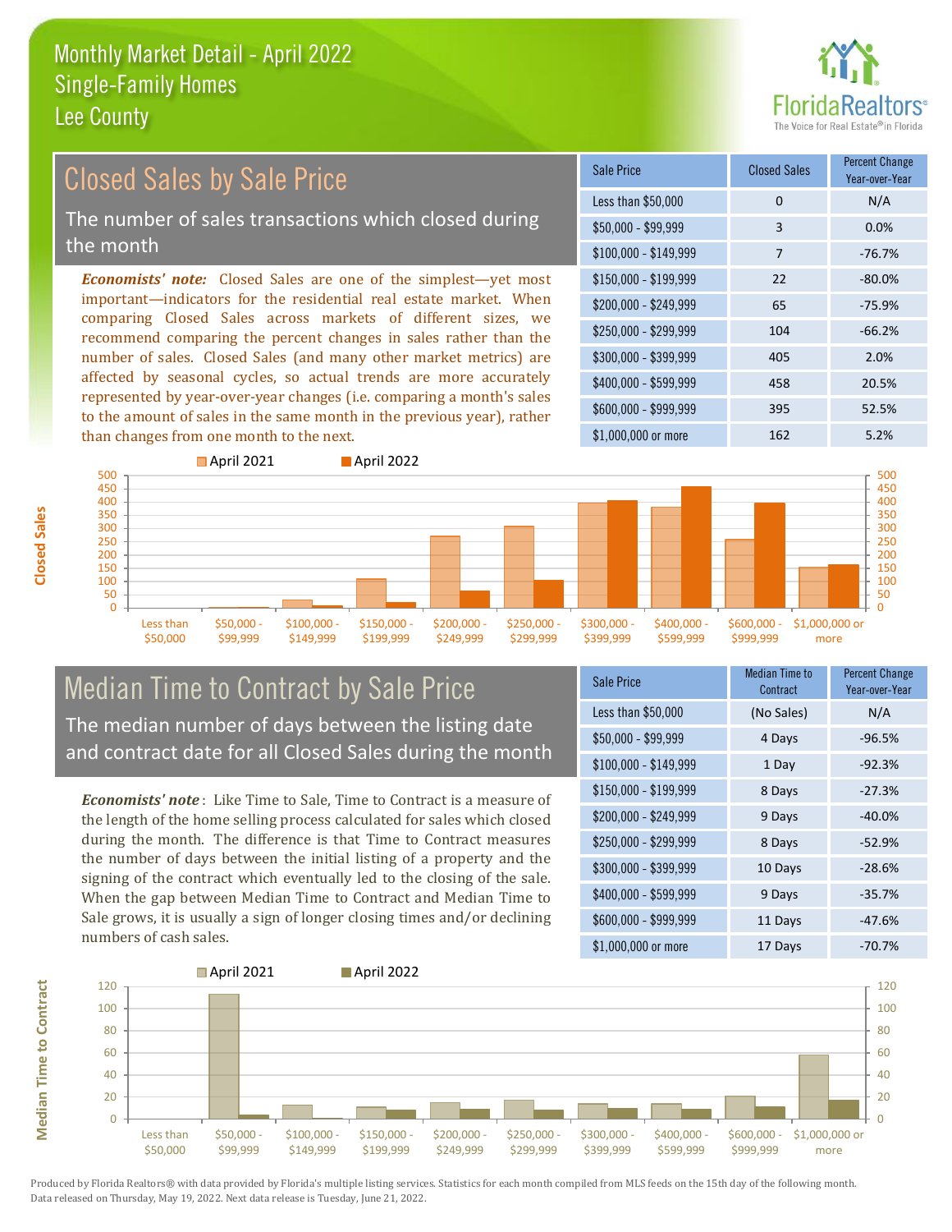# Monthly Market Detail - April 2022
## Single-Family Homes
## Lee County

## Closed Sales by Sale Price

The number of sales transactions which closed during the month

*Economists' note:* Closed Sales are one of the simplest—yet most important—indicators for the residential real estate market. When comparing Closed Sales across markets of different sizes, we recommend comparing the percent changes in sales rather than the number of sales. Closed Sales (and many other market metrics) are affected by seasonal cycles, so actual trends are more accurately represented by year-over-year changes (i.e. comparing a month's sales to the amount of sales in the same month in the previous year), rather than changes from one month to the next.

| Sale Price | Closed Sales | Percent Change Year-over-Year |
|---|---|---|
| Less than $50,000 | 0 | N/A |
| $50,000 - $99,999 | 3 | 0.0% |
| $100,000 - $149,999 | 7 | -76.7% |
| $150,000 - $199,999 | 22 | -80.0% |
| $200,000 - $249,999 | 65 | -75.9% |
| $250,000 - $299,999 | 104 | -66.2% |
| $300,000 - $399,999 | 405 | 2.0% |
| $400,000 - $599,999 | 458 | 20.5% |
| $600,000 - $999,999 | 395 | 52.5% |
| $1,000,000 or more | 162 | 5.2% |

## Median Time to Contract by Sale Price

The median number of days between the listing date and contract date for all Closed Sales during the month

*Economists' note*: Like Time to Sale, Time to Contract is a measure of the length of the home selling process calculated for sales which closed during the month. The difference is that Time to Contract measures the number of days between the initial listing of a property and the signing of the contract which eventually led to the closing of the sale. When the gap between Median Time to Contract and Median Time to Sale grows, it is usually a sign of longer closing times and/or declining numbers of cash sales.

| Sale Price | Median Time to Contract | Percent Change Year-over-Year |
|---|---|---|
| Less than $50,000 | (No Sales) | N/A |
| $50,000 - $99,999 | 4 Days | -96.5% |
| $100,000 - $149,999 | 1 Day | -92.3% |
| $150,000 - $199,999 | 8 Days | -27.3% |
| $200,000 - $249,999 | 9 Days | -40.0% |
| $250,000 - $299,999 | 8 Days | -52.9% |
| $300,000 - $399,999 | 10 Days | -28.6% |
| $400,000 - $599,999 | 9 Days | -35.7% |
| $600,000 - $999,999 | 11 Days | -47.6% |
| $1,000,000 or more | 17 Days | -70.7% |

Produced by Florida Realtors® with data provided by Florida's multiple listing services. Statistics for each month compiled from MLS feeds on the 15th day of the following month. Data released on Thursday, May 19, 2022. Next data release is Tuesday, June 21, 2022.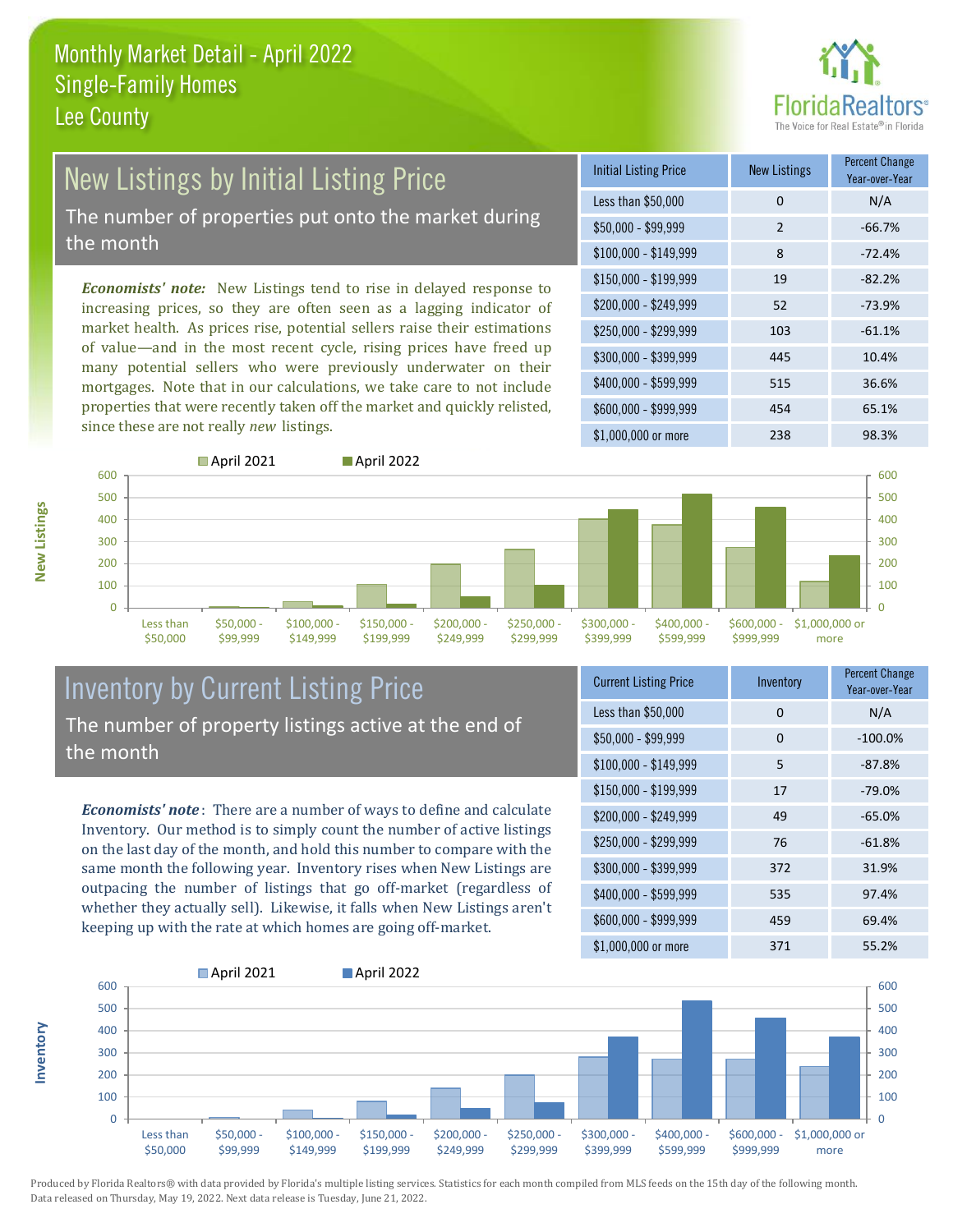# Monthly Market Detail - April 2022
## Single-Family Homes
## Lee County

## New Listings by Initial Listing Price

The number of properties put onto the market during the month

*Economists' note:* New Listings tend to rise in delayed response to increasing prices, so they are often seen as a lagging indicator of market health. As prices rise, potential sellers raise their estimations of value—and in the most recent cycle, rising prices have freed up many potential sellers who were previously underwater on their mortgages. Note that in our calculations, we take care to not include properties that were recently taken off the market and quickly relisted, since these are not really *new* listings.

| Initial Listing Price | New Listings | Percent Change Year-over-Year |
|---|---|---|
| Less than $50,000 | 0 | N/A |
| $50,000 - $99,999 | 2 | -66.7% |
| $100,000 - $149,999 | 8 | -72.4% |
| $150,000 - $199,999 | 19 | -82.2% |
| $200,000 - $249,999 | 52 | -73.9% |
| $250,000 - $299,999 | 103 | -61.1% |
| $300,000 - $399,999 | 445 | 10.4% |
| $400,000 - $599,999 | 515 | 36.6% |
| $600,000 - $999,999 | 454 | 65.1% |
| $1,000,000 or more | 238 | 98.3% |

## Inventory by Current Listing Price

The number of property listings active at the end of the month

*Economists' note*: There are a number of ways to define and calculate Inventory. Our method is to simply count the number of active listings on the last day of the month, and hold this number to compare with the same month the following year. Inventory rises when New Listings are outpacing the number of listings that go off-market (regardless of whether they actually sell). Likewise, it falls when New Listings aren't keeping up with the rate at which homes are going off-market.

| Current Listing Price | Inventory | Percent Change Year-over-Year |
|---|---|---|
| Less than $50,000 | 0 | N/A |
| $50,000 - $99,999 | 0 | -100.0% |
| $100,000 - $149,999 | 5 | -87.8% |
| $150,000 - $199,999 | 17 | -79.0% |
| $200,000 - $249,999 | 49 | -65.0% |
| $250,000 - $299,999 | 76 | -61.8% |
| $300,000 - $399,999 | 372 | 31.9% |
| $400,000 - $599,999 | 535 | 97.4% |
| $600,000 - $999,999 | 459 | 69.4% |
| $1,000,000 or more | 371 | 55.2% |

Produced by Florida Realtors® with data provided by Florida's multiple listing services. Statistics for each month compiled from MLS feeds on the 15th day of the following month. Data released on Thursday, May 19, 2022. Next data release is Tuesday, June 21, 2022.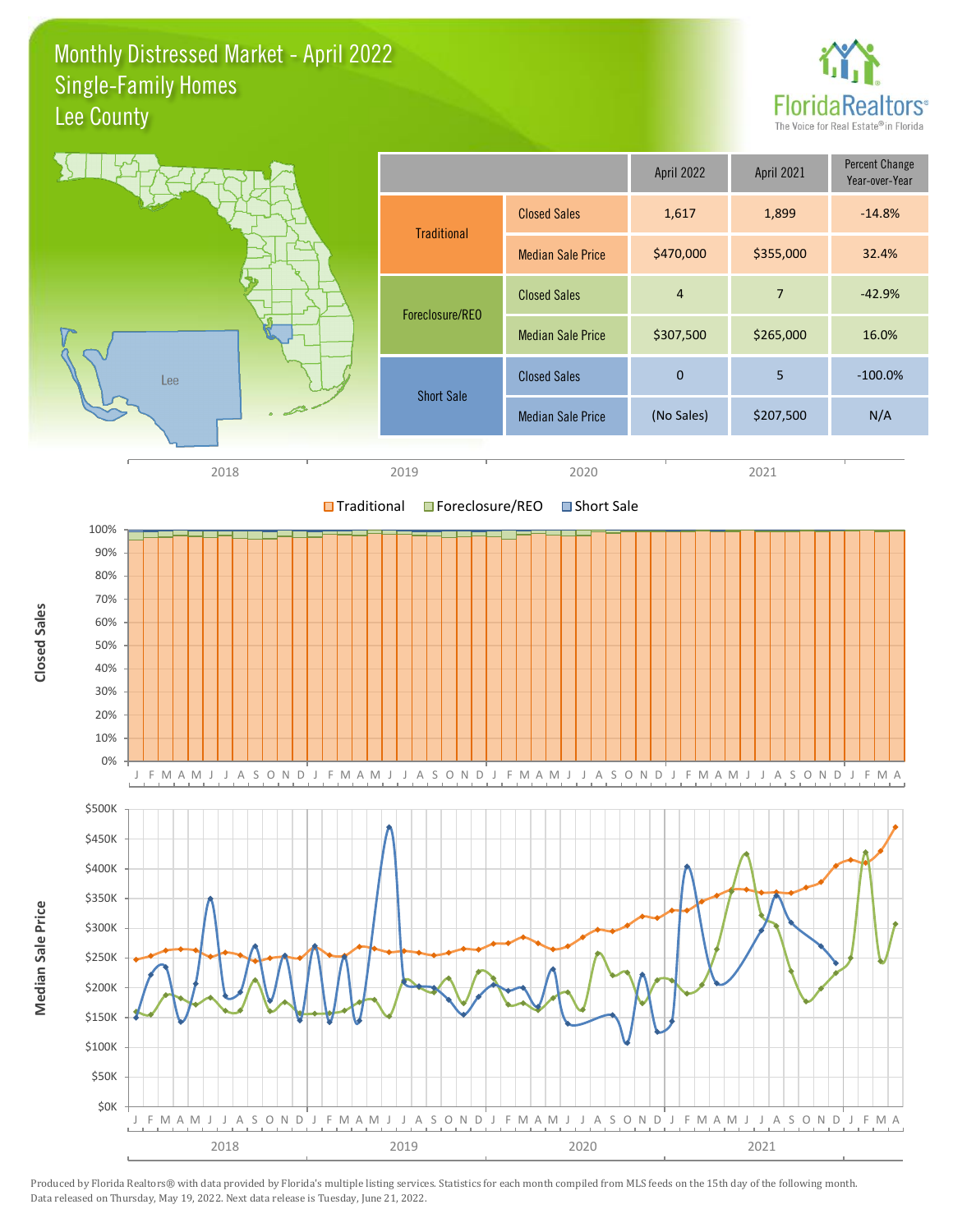# Monthly Distressed Market - April 2022
## Single-Family Homes
## Lee County

FloridaRealtors® The Voice for Real Estate® in Florida

Lee

| | | April 2022 | April 2021 | Percent Change Year-over-Year |
|---|---|---|---|---|
| Traditional | Closed Sales | 1,617 | 1,899 | -14.8% |
| | Median Sale Price | $470,000 | $355,000 | 32.4% |
| Foreclosure/REO | Closed Sales | 4 | 7 | -42.9% |
| | Median Sale Price | $307,500 | $265,000 | 16.0% |
| Short Sale | Closed Sales | 0 | 5 | -100.0% |
| | Median Sale Price | (No Sales) | $207,500 | N/A |

2018 2019 2020 2021

Traditional Foreclosure/REO Short Sale

Closed Sales

100% 90% 80% 70% 60% 50% 40% 30% 20% 10% 0%

J F M A M J J A S O N D J F M A M J J A S O N D J F M A M J J A S O N D J F M A M J J A S O N D J F M A

Median Sale Price

$500K $450K $400K $350K $300K $250K $200K $150K $100K $50K $0K

J F M A M J J A S O N D J F M A M J J A S O N D J F M A M J J A S O N D J F M A M J J A S O N D J F M A

2018 2019 2020 2021

Produced by Florida Realtors® with data provided by Florida's multiple listing services. Statistics for each month compiled from MLS feeds on the 15th day of the following month. Data released on Thursday, May 19, 2022. Next data release is Tuesday, June 21, 2022.